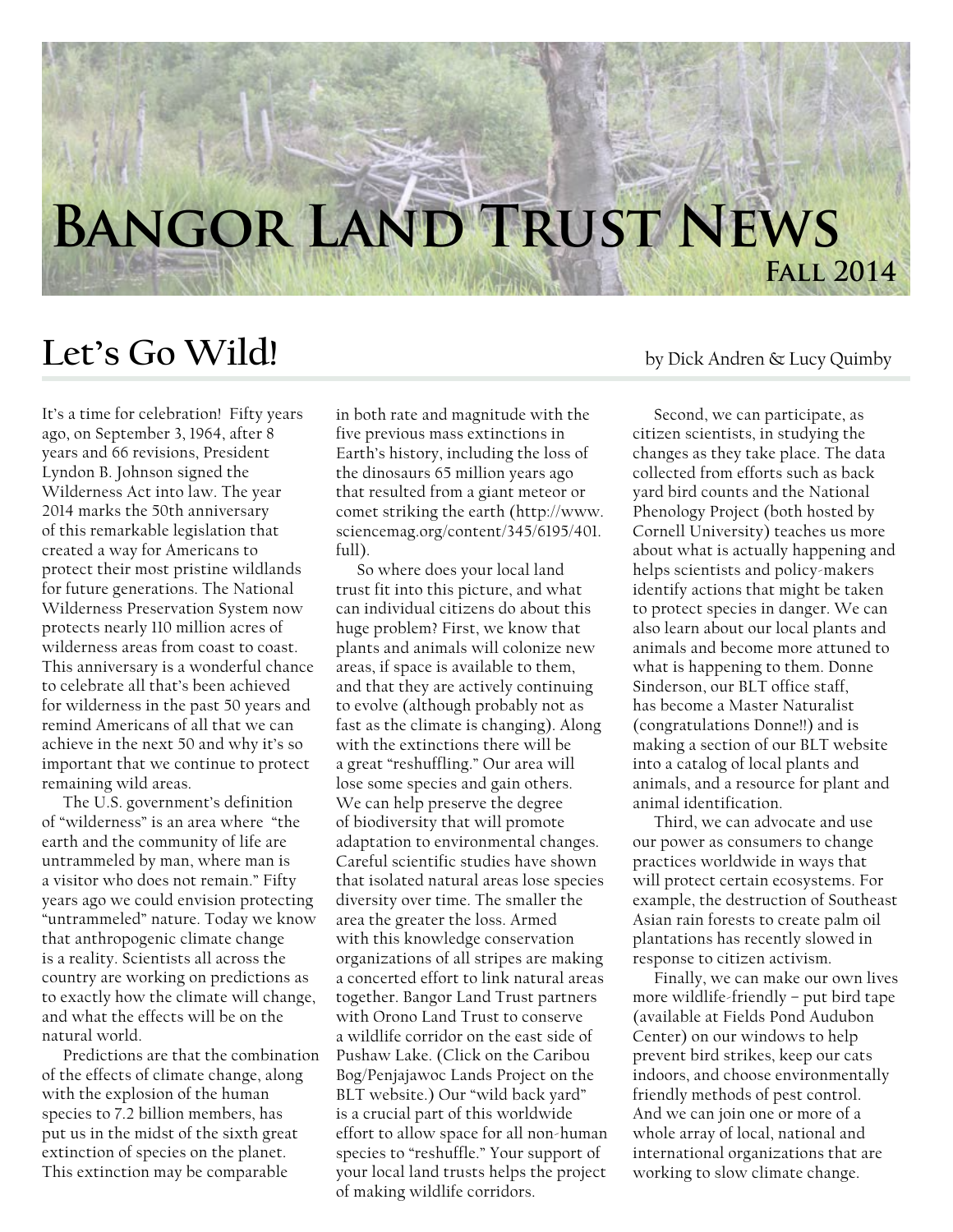# Bangor Land Trust News

**Fall 2014**

## Let's Go Wild!

by Dick Andren & Lucy Quimby

It's a time for celebration! Fifty years ago, on September 3, 1964, after 8 years and 66 revisions, President Lyndon B. Johnson signed the Wilderness Act into law. The year 2014 marks the 50th anniversary of this remarkable legislation that created a way for Americans to protect their most pristine wildlands for future generations. The National Wilderness Preservation System now protects nearly 110 million acres of wilderness areas from coast to coast. This anniversary is a wonderful chance to celebrate all that's been achieved for wilderness in the past 50 years and remind Americans of all that we can achieve in the next 50 and why it's so important that we continue to protect remaining wild areas.

The U.S. government's definition of "wilderness" is an area where "the earth and the community of life are untrammeled by man, where man is a visitor who does not remain." Fifty years ago we could envision protecting "untrammeled" nature. Today we know that anthropogenic climate change is a reality. Scientists all across the country are working on predictions as to exactly how the climate will change, and what the effects will be on the natural world.

Predictions are that the combination of the effects of climate change, along with the explosion of the human species to 7.2 billion members, has put us in the midst of the sixth great extinction of species on the planet. This extinction may be comparable in both rate and magnitude with the five previous mass extinctions in Earth's history, including the loss of the dinosaurs 65 million years ago that resulted from a giant meteor or comet striking the earth (http://www.sciencemag.org/content/345/6195/401.full).

So where does your local land trust fit into this picture, and what can individual citizens do about this huge problem? First, we know that plants and animals will colonize new areas, if space is available to them, and that they are actively continuing to evolve (although probably not as fast as the climate is changing). Along with the extinctions there will be a great "reshuffling." Our area will lose some species and gain others. We can help preserve the degree of biodiversity that will promote adaptation to environmental changes. Careful scientific studies have shown that isolated natural areas lose species diversity over time. The smaller the area the greater the loss. Armed with this knowledge conservation organizations of all stripes are making a concerted effort to link natural areas together. Bangor Land Trust partners with Orono Land Trust to conserve a wildlife corridor on the east side of Pushaw Lake. (Click on the Caribou Bog/Penjajawoc Lands Project on the BLT website.) Our "wild back yard" is a crucial part of this worldwide effort to allow space for all non-human species to "reshuffle." Your support of your local land trusts helps the project of making wildlife corridors.

Second, we can participate, as citizen scientists, in studying the changes as they take place. The data collected from efforts such as back yard bird counts and the National Phenology Project (both hosted by Cornell University) teaches us more about what is actually happening and helps scientists and policy-makers identify actions that might be taken to protect species in danger. We can also learn about our local plants and animals and become more attuned to what is happening to them. Donne Sinderson, our BLT office staff, has become a Master Naturalist (congratulations Donne!!) and is making a section of our BLT website into a catalog of local plants and animals, and a resource for plant and animal identification.

Third, we can advocate and use our power as consumers to change practices worldwide in ways that will protect certain ecosystems. For example, the destruction of Southeast Asian rain forests to create palm oil plantations has recently slowed in response to citizen activism.

Finally, we can make our own lives more wildlife-friendly – put bird tape (available at Fields Pond Audubon Center) on our windows to help prevent bird strikes, keep our cats indoors, and choose environmentally friendly methods of pest control. And we can join one or more of a whole array of local, national and international organizations that are working to slow climate change.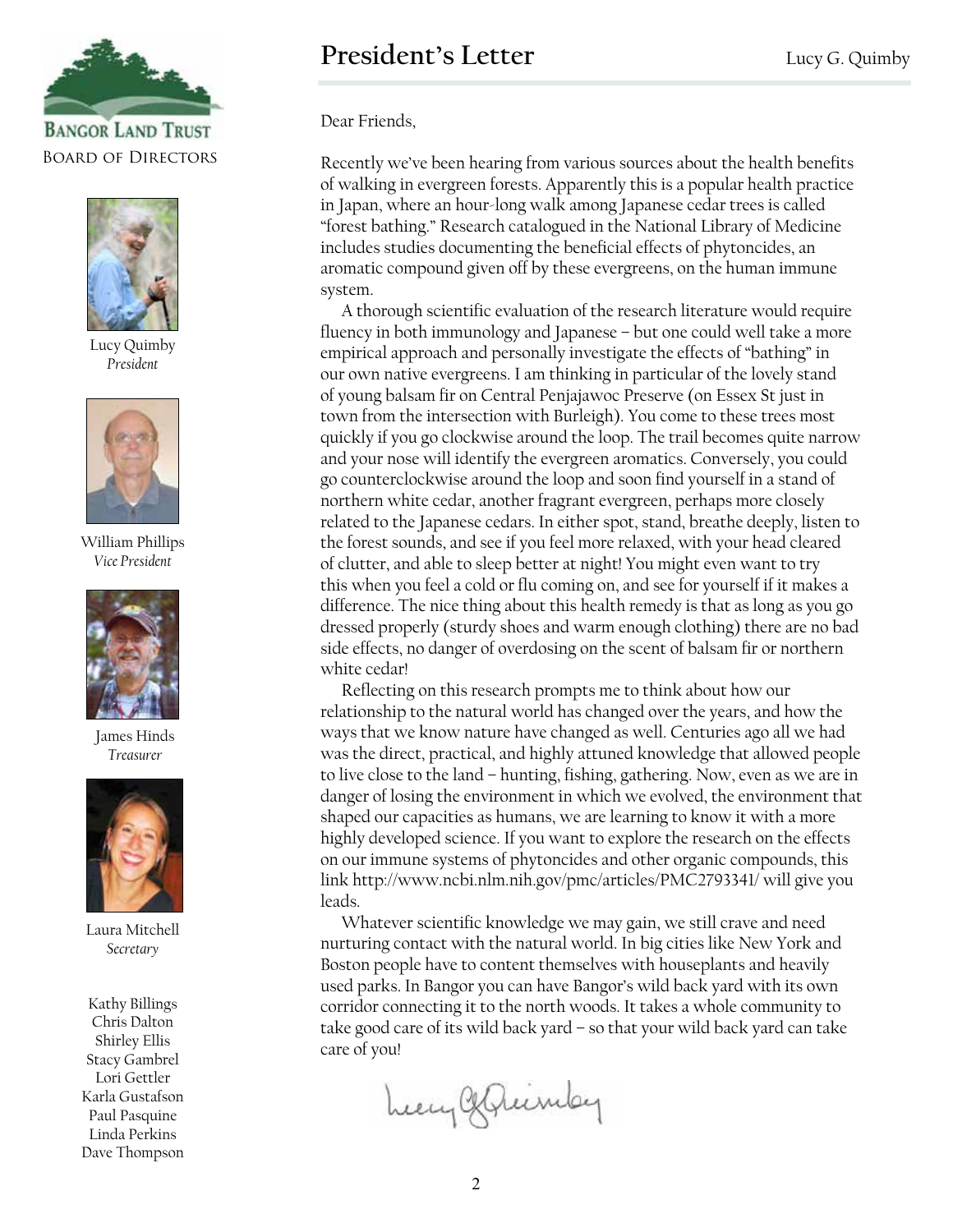**Bangor Land Trust**

Board of Directors

Lucy Quimby
*President*

William Phillips
*Vice President*

James Hinds
*Treasurer*

Laura Mitchell
*Secretary*

Kathy Billings
Chris Dalton
Shirley Ellis
Stacy Gambrel
Lori Gettler
Karla Gustafson
Paul Pasquine
Linda Perkins
Dave Thompson

# President's Letter

Lucy G. Quimby

Dear Friends,

Recently we've been hearing from various sources about the health benefits of walking in evergreen forests. Apparently this is a popular health practice in Japan, where an hour-long walk among Japanese cedar trees is called "forest bathing." Research catalogued in the National Library of Medicine includes studies documenting the beneficial effects of phytoncides, an aromatic compound given off by these evergreens, on the human immune system.

A thorough scientific evaluation of the research literature would require fluency in both immunology and Japanese – but one could well take a more empirical approach and personally investigate the effects of "bathing" in our own native evergreens. I am thinking in particular of the lovely stand of young balsam fir on Central Penjajawoc Preserve (on Essex St just in town from the intersection with Burleigh). You come to these trees most quickly if you go clockwise around the loop. The trail becomes quite narrow and your nose will identify the evergreen aromatics. Conversely, you could go counterclockwise around the loop and soon find yourself in a stand of northern white cedar, another fragrant evergreen, perhaps more closely related to the Japanese cedars. In either spot, stand, breathe deeply, listen to the forest sounds, and see if you feel more relaxed, with your head cleared of clutter, and able to sleep better at night! You might even want to try this when you feel a cold or flu coming on, and see for yourself if it makes a difference. The nice thing about this health remedy is that as long as you go dressed properly (sturdy shoes and warm enough clothing) there are no bad side effects, no danger of overdosing on the scent of balsam fir or northern white cedar!

Reflecting on this research prompts me to think about how our relationship to the natural world has changed over the years, and how the ways that we know nature have changed as well. Centuries ago all we had was the direct, practical, and highly attuned knowledge that allowed people to live close to the land – hunting, fishing, gathering. Now, even as we are in danger of losing the environment in which we evolved, the environment that shaped our capacities as humans, we are learning to know it with a more highly developed science. If you want to explore the research on the effects on our immune systems of phytoncides and other organic compounds, this link http://www.ncbi.nlm.nih.gov/pmc/articles/PMC2793341/ will give you leads.

Whatever scientific knowledge we may gain, we still crave and need nurturing contact with the natural world. In big cities like New York and Boston people have to content themselves with houseplants and heavily used parks. In Bangor you can have Bangor's wild back yard with its own corridor connecting it to the north woods. It takes a whole community to take good care of its wild back yard – so that your wild back yard can take care of you!

Lucy G. Quimby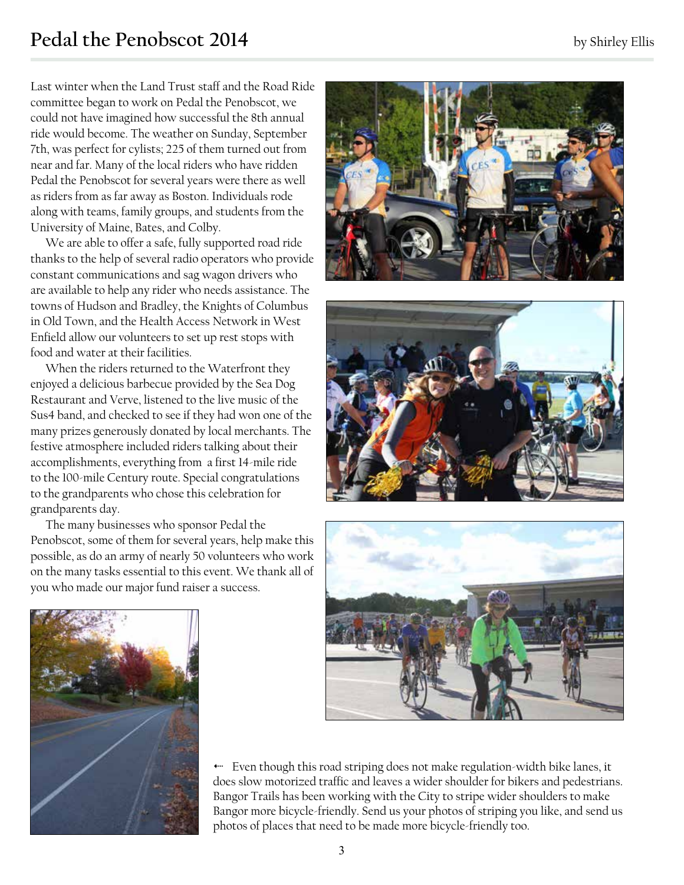# Pedal the Penobscot 2014

by Shirley Ellis

Last winter when the Land Trust staff and the Road Ride committee began to work on Pedal the Penobscot, we could not have imagined how successful the 8th annual ride would become. The weather on Sunday, September 7th, was perfect for cylists; 225 of them turned out from near and far. Many of the local riders who have ridden Pedal the Penobscot for several years were there as well as riders from as far away as Boston. Individuals rode along with teams, family groups, and students from the University of Maine, Bates, and Colby.

We are able to offer a safe, fully supported road ride thanks to the help of several radio operators who provide constant communications and sag wagon drivers who are available to help any rider who needs assistance. The towns of Hudson and Bradley, the Knights of Columbus in Old Town, and the Health Access Network in West Enfield allow our volunteers to set up rest stops with food and water at their facilities.

When the riders returned to the Waterfront they enjoyed a delicious barbecue provided by the Sea Dog Restaurant and Verve, listened to the live music of the Sus4 band, and checked to see if they had won one of the many prizes generously donated by local merchants. The festive atmosphere included riders talking about their accomplishments, everything from a first 14-mile ride to the 100-mile Century route. Special congratulations to the grandparents who chose this celebration for grandparents day.

The many businesses who sponsor Pedal the Penobscot, some of them for several years, help make this possible, as do an army of nearly 50 volunteers who work on the many tasks essential to this event. We thank all of you who made our major fund raiser a success.

← Even though this road striping does not make regulation-width bike lanes, it does slow motorized traffic and leaves a wider shoulder for bikers and pedestrians. Bangor Trails has been working with the City to stripe wider shoulders to make Bangor more bicycle-friendly. Send us your photos of striping you like, and send us photos of places that need to be made more bicycle-friendly too.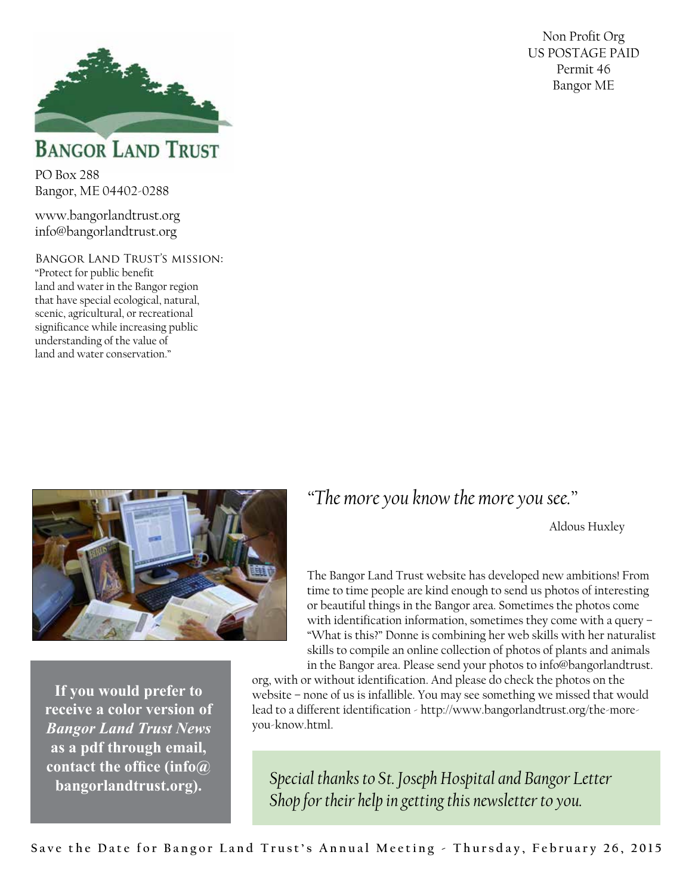Non Profit Org
US POSTAGE PAID
Permit 46
Bangor ME

**BANGOR LAND TRUST**

PO Box 288
Bangor, ME 04402-0288

www.bangorlandtrust.org
info@bangorlandtrust.org

BANGOR LAND TRUST'S MISSION:
"Protect for public benefit land and water in the Bangor region that have special ecological, natural, scenic, agricultural, or recreational significance while increasing public understanding of the value of land and water conservation."

## *"The more you know the more you see."*

Aldous Huxley

The Bangor Land Trust website has developed new ambitions! From time to time people are kind enough to send us photos of interesting or beautiful things in the Bangor area. Sometimes the photos come with identification information, sometimes they come with a query – "What is this?" Donne is combining her web skills with her naturalist skills to compile an online collection of photos of plants and animals in the Bangor area. Please send your photos to info@bangorlandtrust.org, with or without identification. And please do check the photos on the website – none of us is infallible. You may see something we missed that would lead to a different identification - http://www.bangorlandtrust.org/the-more-you-know.html.

**If you would prefer to receive a color version of *Bangor Land Trust News* as a pdf through email, contact the office (info@bangorlandtrust.org).**

*Special thanks to St. Joseph Hospital and Bangor Letter Shop for their help in getting this newsletter to you.*

**Save the Date for Bangor Land Trust's Annual Meeting - Thursday, February 26, 2015**